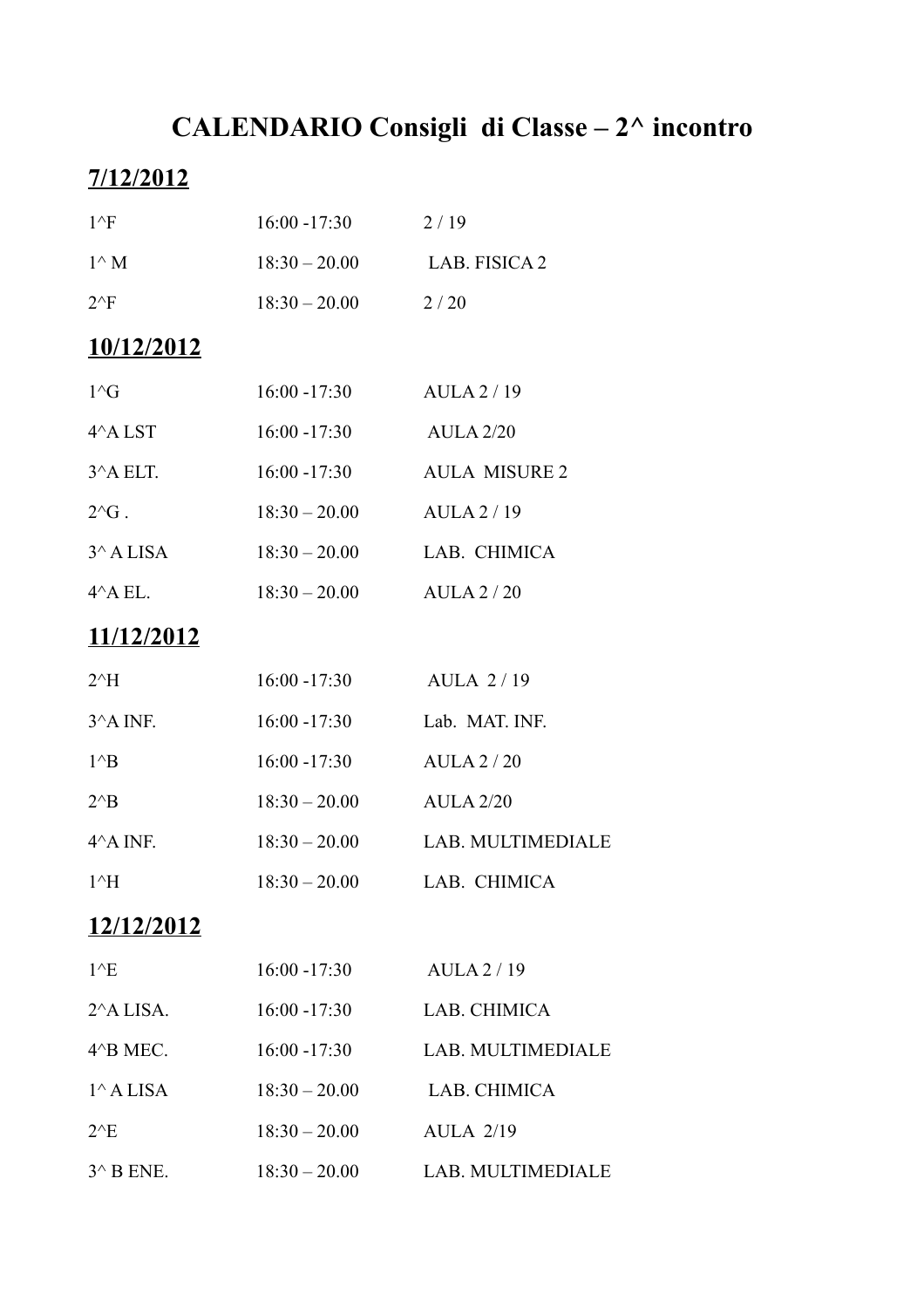# CALENDARIO Consigli di Classe – 2^ incontro

## 7/12/2012

| | | |
|---|---|---|
| 1^F | 16:00 -17:30 | 2 / 19 |
| 1^ M | 18:30 – 20.00 | LAB. FISICA 2 |
| 2^F | 18:30 – 20.00 | 2 / 20 |

## 10/12/2012

| | | |
|---|---|---|
| 1^G | 16:00 -17:30 | AULA 2 / 19 |
| 4^A LST | 16:00 -17:30 | AULA 2/20 |
| 3^A ELT. | 16:00 -17:30 | AULA MISURE 2 |
| 2^G . | 18:30 – 20.00 | AULA 2 / 19 |
| 3^ A LISA | 18:30 – 20.00 | LAB. CHIMICA |
| 4^A EL. | 18:30 – 20.00 | AULA 2 / 20 |

## 11/12/2012

| | | |
|---|---|---|
| 2^H | 16:00 -17:30 | AULA 2 / 19 |
| 3^A INF. | 16:00 -17:30 | Lab. MAT. INF. |
| 1^B | 16:00 -17:30 | AULA 2 / 20 |
| 2^B | 18:30 – 20.00 | AULA 2/20 |
| 4^A INF. | 18:30 – 20.00 | LAB. MULTIMEDIALE |
| 1^H | 18:30 – 20.00 | LAB. CHIMICA |

## 12/12/2012

| | | |
|---|---|---|
| 1^E | 16:00 -17:30 | AULA 2 / 19 |
| 2^A LISA. | 16:00 -17:30 | LAB. CHIMICA |
| 4^B MEC. | 16:00 -17:30 | LAB. MULTIMEDIALE |
| 1^ A LISA | 18:30 – 20.00 | LAB. CHIMICA |
| 2^E | 18:30 – 20.00 | AULA 2/19 |
| 3^ B ENE. | 18:30 – 20.00 | LAB. MULTIMEDIALE |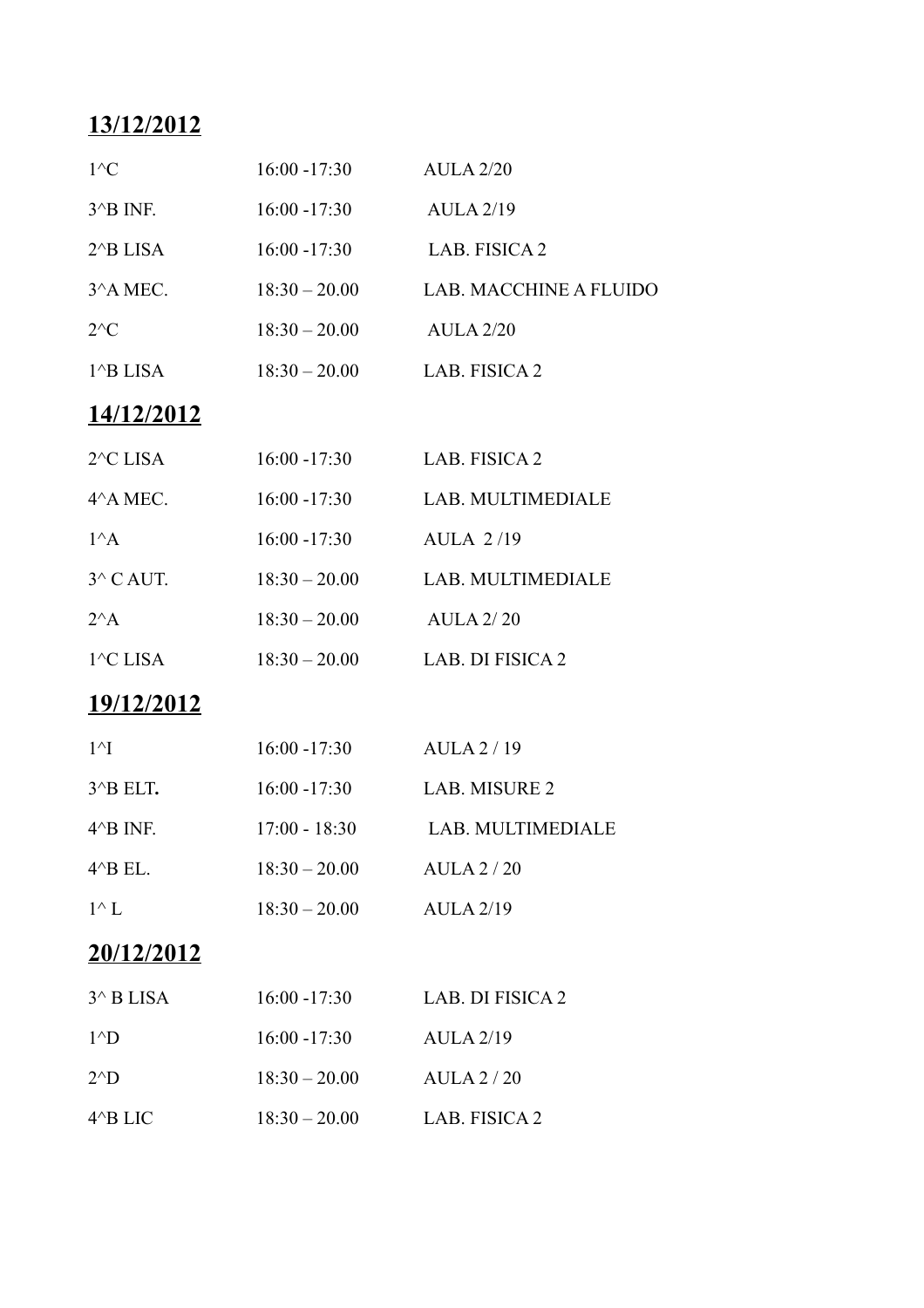## 13/12/2012

| | | |
|---|---|---|
| 1^C | 16:00 -17:30 | AULA 2/20 |
| 3^B INF. | 16:00 -17:30 | AULA 2/19 |
| 2^B LISA | 16:00 -17:30 | LAB. FISICA 2 |
| 3^A MEC. | 18:30 – 20.00 | LAB. MACCHINE A FLUIDO |
| 2^C | 18:30 – 20.00 | AULA 2/20 |
| 1^B LISA | 18:30 – 20.00 | LAB. FISICA 2 |

## 14/12/2012

| | | |
|---|---|---|
| 2^C LISA | 16:00 -17:30 | LAB. FISICA 2 |
| 4^A MEC. | 16:00 -17:30 | LAB. MULTIMEDIALE |
| 1^A | 16:00 -17:30 | AULA 2 /19 |
| 3^ C AUT. | 18:30 – 20.00 | LAB. MULTIMEDIALE |
| 2^A | 18:30 – 20.00 | AULA 2/ 20 |
| 1^C LISA | 18:30 – 20.00 | LAB. DI FISICA 2 |

## 19/12/2012

| | | |
|---|---|---|
| 1^I | 16:00 -17:30 | AULA 2 / 19 |
| 3^B ELT**.** | 16:00 -17:30 | LAB. MISURE 2 |
| 4^B INF. | 17:00 - 18:30 | LAB. MULTIMEDIALE |
| 4^B EL. | 18:30 – 20.00 | AULA 2 / 20 |
| 1^ L | 18:30 – 20.00 | AULA 2/19 |

## 20/12/2012

| | | |
|---|---|---|
| 3^ B LISA | 16:00 -17:30 | LAB. DI FISICA 2 |
| 1^D | 16:00 -17:30 | AULA 2/19 |
| 2^D | 18:30 – 20.00 | AULA 2 / 20 |
| 4^B LIC | 18:30 – 20.00 | LAB. FISICA 2 |